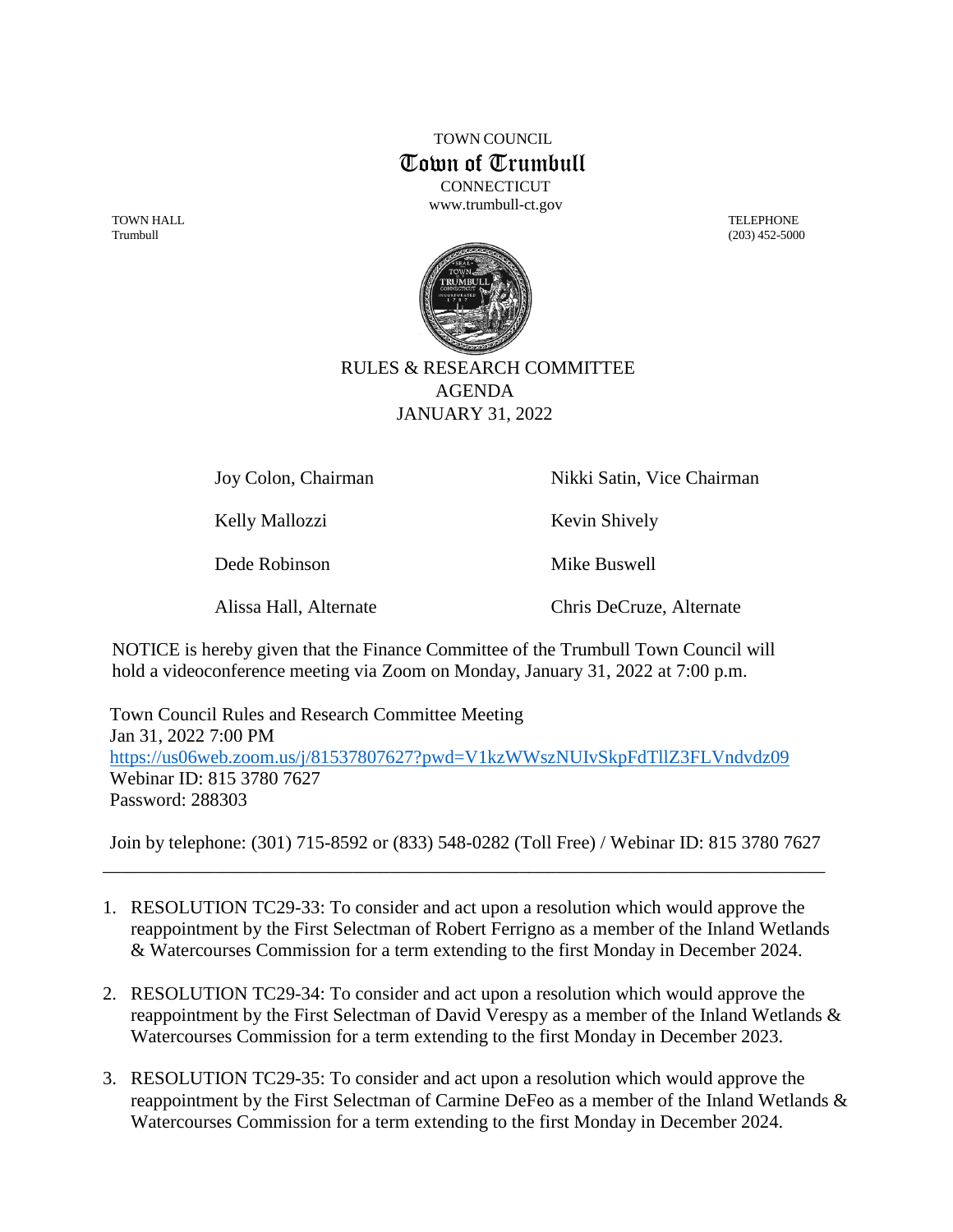TOWN COUNCIL

# Town of Trumbull

CONNECTICUT

www.trumbull-ct.gov

TOWN HALL
Trumbull

TELEPHONE
(203) 452-5000

## RULES & RESEARCH COMMITTEE
## AGENDA
## JANUARY 31, 2022

| | |
|---|---|
| Joy Colon, Chairman | Nikki Satin, Vice Chairman |
| Kelly Mallozzi | Kevin Shively |
| Dede Robinson | Mike Buswell |
| Alissa Hall, Alternate | Chris DeCruze, Alternate |

NOTICE is hereby given that the Finance Committee of the Trumbull Town Council will hold a videoconference meeting via Zoom on Monday, January 31, 2022 at 7:00 p.m.

Town Council Rules and Research Committee Meeting
Jan 31, 2022 7:00 PM
https://us06web.zoom.us/j/81537807627?pwd=V1kzWWszNUIvSkpFdTllZ3FLVndvdz09
Webinar ID: 815 3780 7627
Password: 288303

Join by telephone: (301) 715-8592 or (833) 548-0282 (Toll Free) / Webinar ID: 815 3780 7627

---

1. RESOLUTION TC29-33: To consider and act upon a resolution which would approve the reappointment by the First Selectman of Robert Ferrigno as a member of the Inland Wetlands & Watercourses Commission for a term extending to the first Monday in December 2024.

2. RESOLUTION TC29-34: To consider and act upon a resolution which would approve the reappointment by the First Selectman of David Verespy as a member of the Inland Wetlands & Watercourses Commission for a term extending to the first Monday in December 2023.

3. RESOLUTION TC29-35: To consider and act upon a resolution which would approve the reappointment by the First Selectman of Carmine DeFeo as a member of the Inland Wetlands & Watercourses Commission for a term extending to the first Monday in December 2024.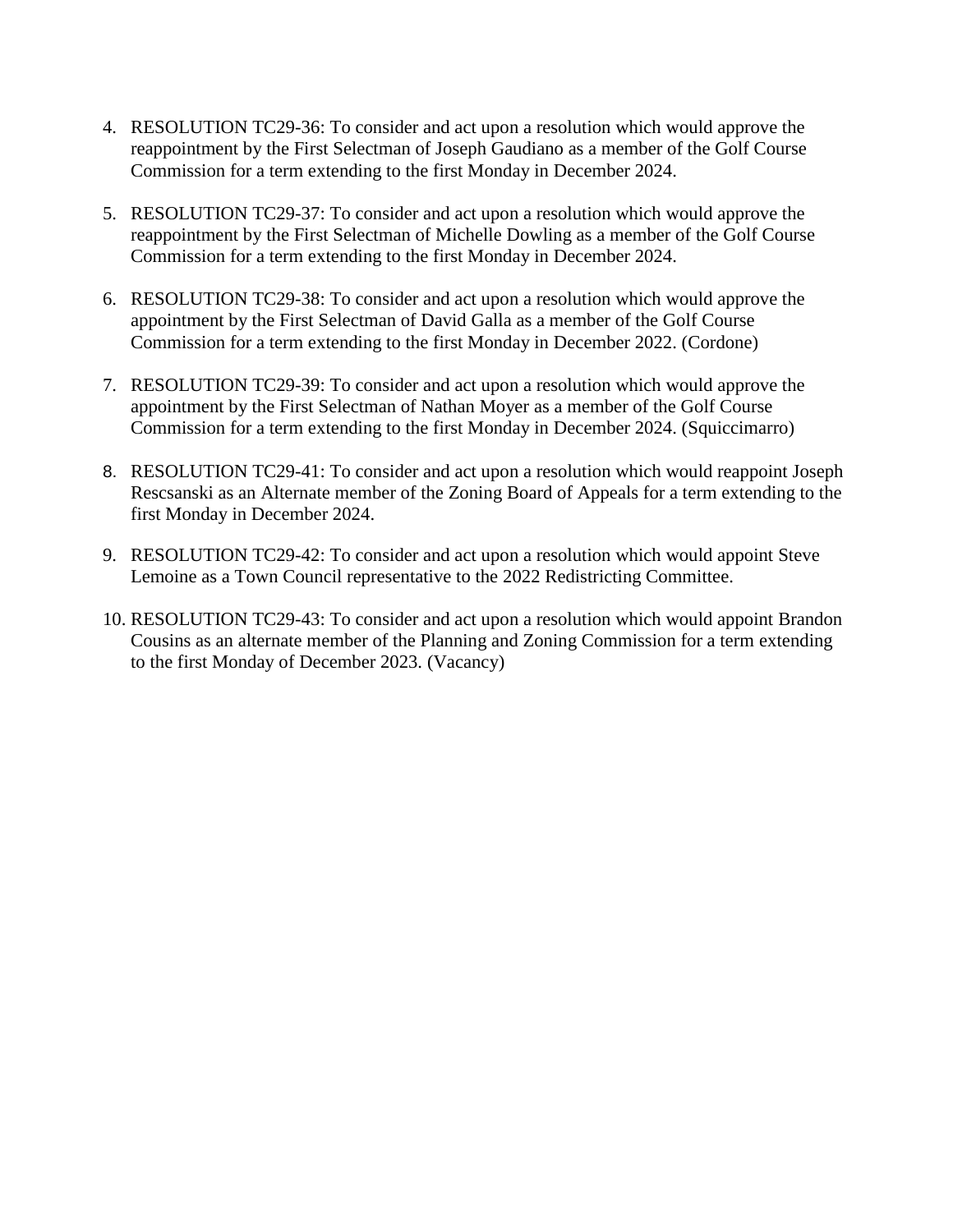4. RESOLUTION TC29-36: To consider and act upon a resolution which would approve the reappointment by the First Selectman of Joseph Gaudiano as a member of the Golf Course Commission for a term extending to the first Monday in December 2024.

5. RESOLUTION TC29-37: To consider and act upon a resolution which would approve the reappointment by the First Selectman of Michelle Dowling as a member of the Golf Course Commission for a term extending to the first Monday in December 2024.

6. RESOLUTION TC29-38: To consider and act upon a resolution which would approve the appointment by the First Selectman of David Galla as a member of the Golf Course Commission for a term extending to the first Monday in December 2022. (Cordone)

7. RESOLUTION TC29-39: To consider and act upon a resolution which would approve the appointment by the First Selectman of Nathan Moyer as a member of the Golf Course Commission for a term extending to the first Monday in December 2024. (Squiccimarro)

8. RESOLUTION TC29-41: To consider and act upon a resolution which would reappoint Joseph Rescsanski as an Alternate member of the Zoning Board of Appeals for a term extending to the first Monday in December 2024.

9. RESOLUTION TC29-42: To consider and act upon a resolution which would appoint Steve Lemoine as a Town Council representative to the 2022 Redistricting Committee.

10. RESOLUTION TC29-43: To consider and act upon a resolution which would appoint Brandon Cousins as an alternate member of the Planning and Zoning Commission for a term extending to the first Monday of December 2023. (Vacancy)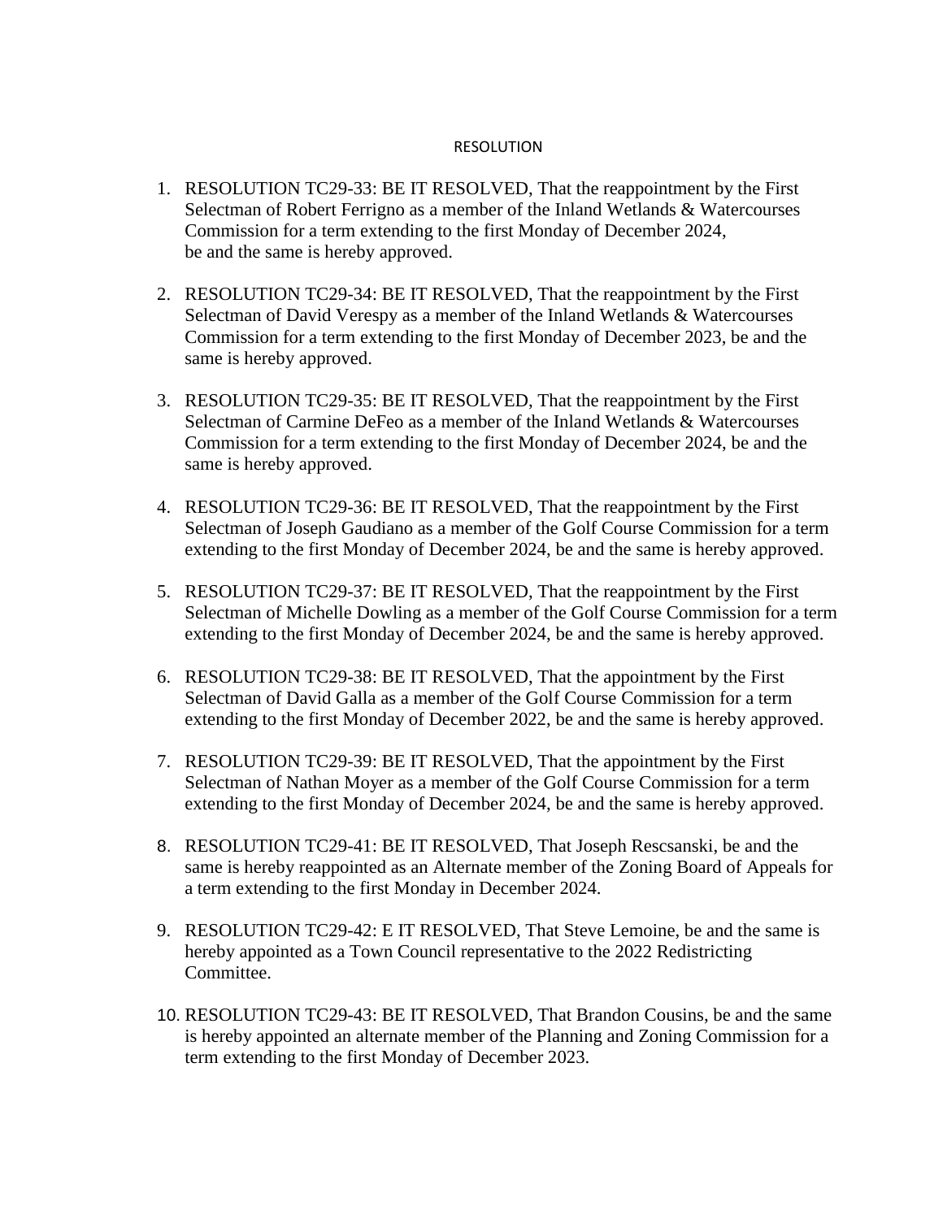RESOLUTION

1. RESOLUTION TC29-33: BE IT RESOLVED, That the reappointment by the First Selectman of Robert Ferrigno as a member of the Inland Wetlands & Watercourses Commission for a term extending to the first Monday of December 2024, be and the same is hereby approved.

2. RESOLUTION TC29-34: BE IT RESOLVED, That the reappointment by the First Selectman of David Verespy as a member of the Inland Wetlands & Watercourses Commission for a term extending to the first Monday of December 2023, be and the same is hereby approved.

3. RESOLUTION TC29-35: BE IT RESOLVED, That the reappointment by the First Selectman of Carmine DeFeo as a member of the Inland Wetlands & Watercourses Commission for a term extending to the first Monday of December 2024, be and the same is hereby approved.

4. RESOLUTION TC29-36: BE IT RESOLVED, That the reappointment by the First Selectman of Joseph Gaudiano as a member of the Golf Course Commission for a term extending to the first Monday of December 2024, be and the same is hereby approved.

5. RESOLUTION TC29-37: BE IT RESOLVED, That the reappointment by the First Selectman of Michelle Dowling as a member of the Golf Course Commission for a term extending to the first Monday of December 2024, be and the same is hereby approved.

6. RESOLUTION TC29-38: BE IT RESOLVED, That the appointment by the First Selectman of David Galla as a member of the Golf Course Commission for a term extending to the first Monday of December 2022, be and the same is hereby approved.

7. RESOLUTION TC29-39: BE IT RESOLVED, That the appointment by the First Selectman of Nathan Moyer as a member of the Golf Course Commission for a term extending to the first Monday of December 2024, be and the same is hereby approved.

8. RESOLUTION TC29-41: BE IT RESOLVED, That Joseph Rescsanski, be and the same is hereby reappointed as an Alternate member of the Zoning Board of Appeals for a term extending to the first Monday in December 2024.

9. RESOLUTION TC29-42: E IT RESOLVED, That Steve Lemoine, be and the same is hereby appointed as a Town Council representative to the 2022 Redistricting Committee.

10. RESOLUTION TC29-43: BE IT RESOLVED, That Brandon Cousins, be and the same is hereby appointed an alternate member of the Planning and Zoning Commission for a term extending to the first Monday of December 2023.